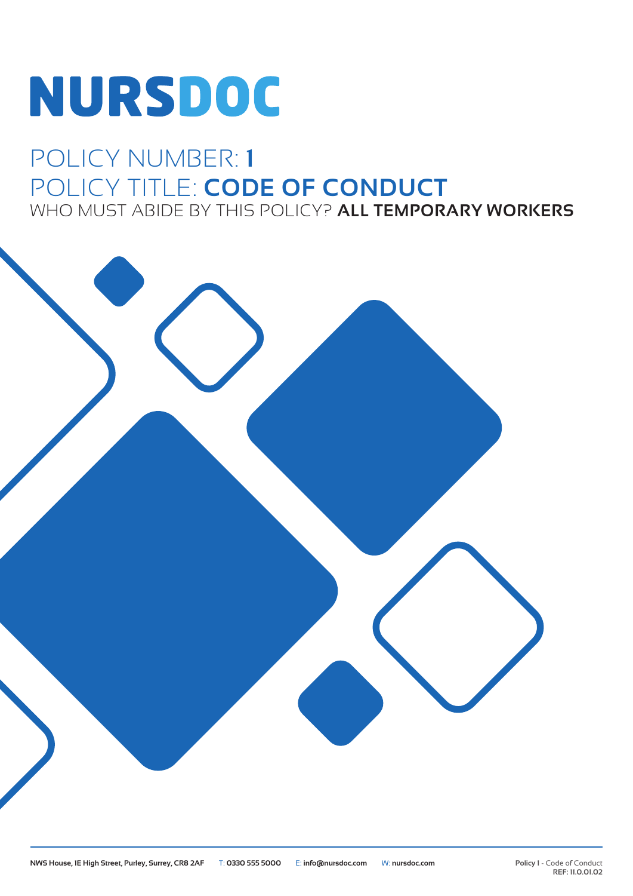# NURSDOC

## POLICY NUMBER: **1**

## POLICY TITLE: **CODE OF CONDUCT**

WHO MUST ABIDE BY THIS POLICY? **ALL TEMPORARY WORKERS**

**NWS House, 1E High Street, Purley, Surrey, CR8 2AF** T: **0330 555 5000** E: **info@nursdoc.com** W: **nursdoc.com**

**Policy 1** - Code of Conduct
**REF: 11.0.01.02**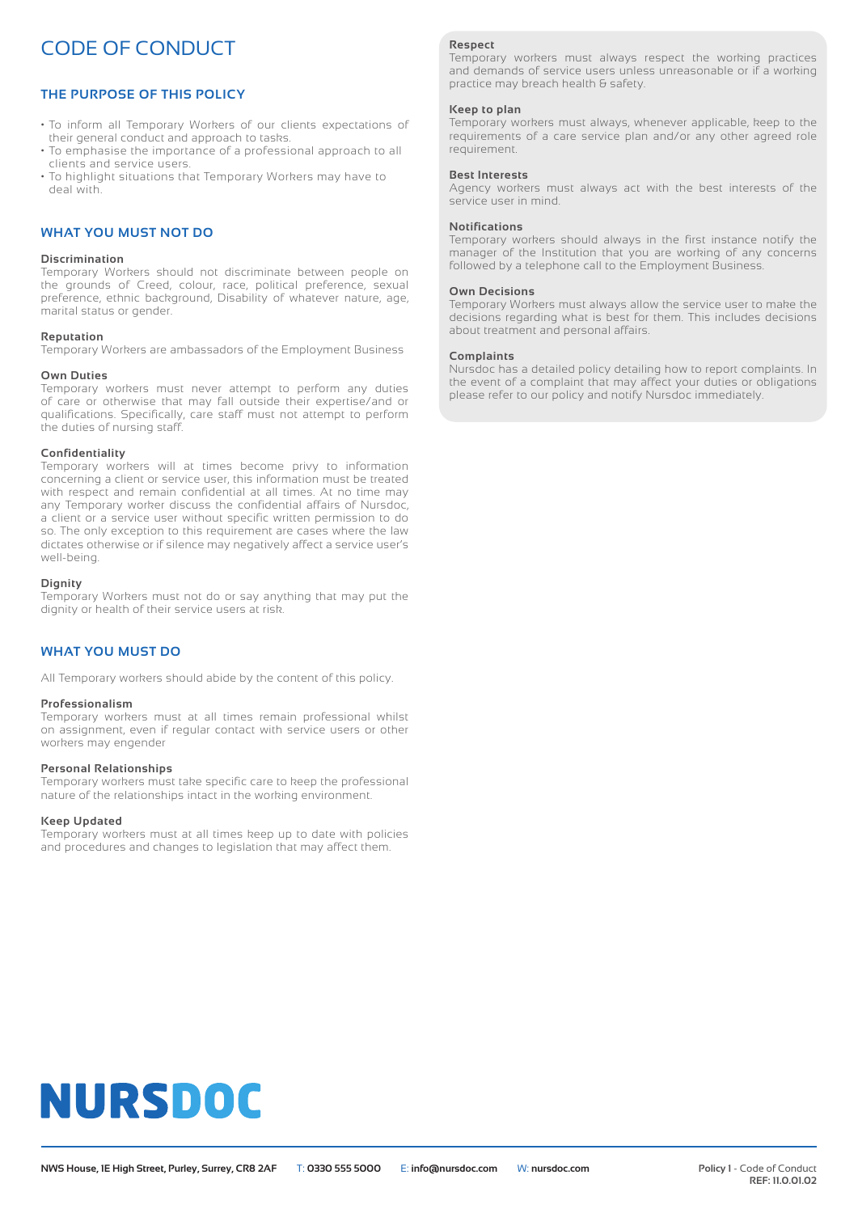# CODE OF CONDUCT

## THE PURPOSE OF THIS POLICY

- To inform all Temporary Workers of our clients expectations of their general conduct and approach to tasks.
- To emphasise the importance of a professional approach to all clients and service users.
- To highlight situations that Temporary Workers may have to deal with.

## WHAT YOU MUST NOT DO

**Discrimination**
Temporary Workers should not discriminate between people on the grounds of Creed, colour, race, political preference, sexual preference, ethnic background, Disability of whatever nature, age, marital status or gender.

**Reputation**
Temporary Workers are ambassadors of the Employment Business

**Own Duties**
Temporary workers must never attempt to perform any duties of care or otherwise that may fall outside their expertise/and or qualifications. Specifically, care staff must not attempt to perform the duties of nursing staff.

**Confidentiality**
Temporary workers will at times become privy to information concerning a client or service user, this information must be treated with respect and remain confidential at all times. At no time may any Temporary worker discuss the confidential affairs of Nursdoc, a client or a service user without specific written permission to do so. The only exception to this requirement are cases where the law dictates otherwise or if silence may negatively affect a service user's well-being.

**Dignity**
Temporary Workers must not do or say anything that may put the dignity or health of their service users at risk.

## WHAT YOU MUST DO

All Temporary workers should abide by the content of this policy.

**Professionalism**
Temporary workers must at all times remain professional whilst on assignment, even if regular contact with service users or other workers may engender

**Personal Relationships**
Temporary workers must take specific care to keep the professional nature of the relationships intact in the working environment.

**Keep Updated**
Temporary workers must at all times keep up to date with policies and procedures and changes to legislation that may affect them.

**Respect**
Temporary workers must always respect the working practices and demands of service users unless unreasonable or if a working practice may breach health & safety.

**Keep to plan**
Temporary workers must always, whenever applicable, keep to the requirements of a care service plan and/or any other agreed role requirement.

**Best Interests**
Agency workers must always act with the best interests of the service user in mind.

**Notifications**
Temporary workers should always in the first instance notify the manager of the Institution that you are working of any concerns followed by a telephone call to the Employment Business.

**Own Decisions**
Temporary Workers must always allow the service user to make the decisions regarding what is best for them. This includes decisions about treatment and personal affairs.

**Complaints**
Nursdoc has a detailed policy detailing how to report complaints. In the event of a complaint that may affect your duties or obligations please refer to our policy and notify Nursdoc immediately.

NURSDOC

NWS House, 1E High Street, Purley, Surrey, CR8 2AF T: 0330 555 5000 E: info@nursdoc.com W: nursdoc.com

Policy 1 - Code of Conduct
REF: 11.0.01.02